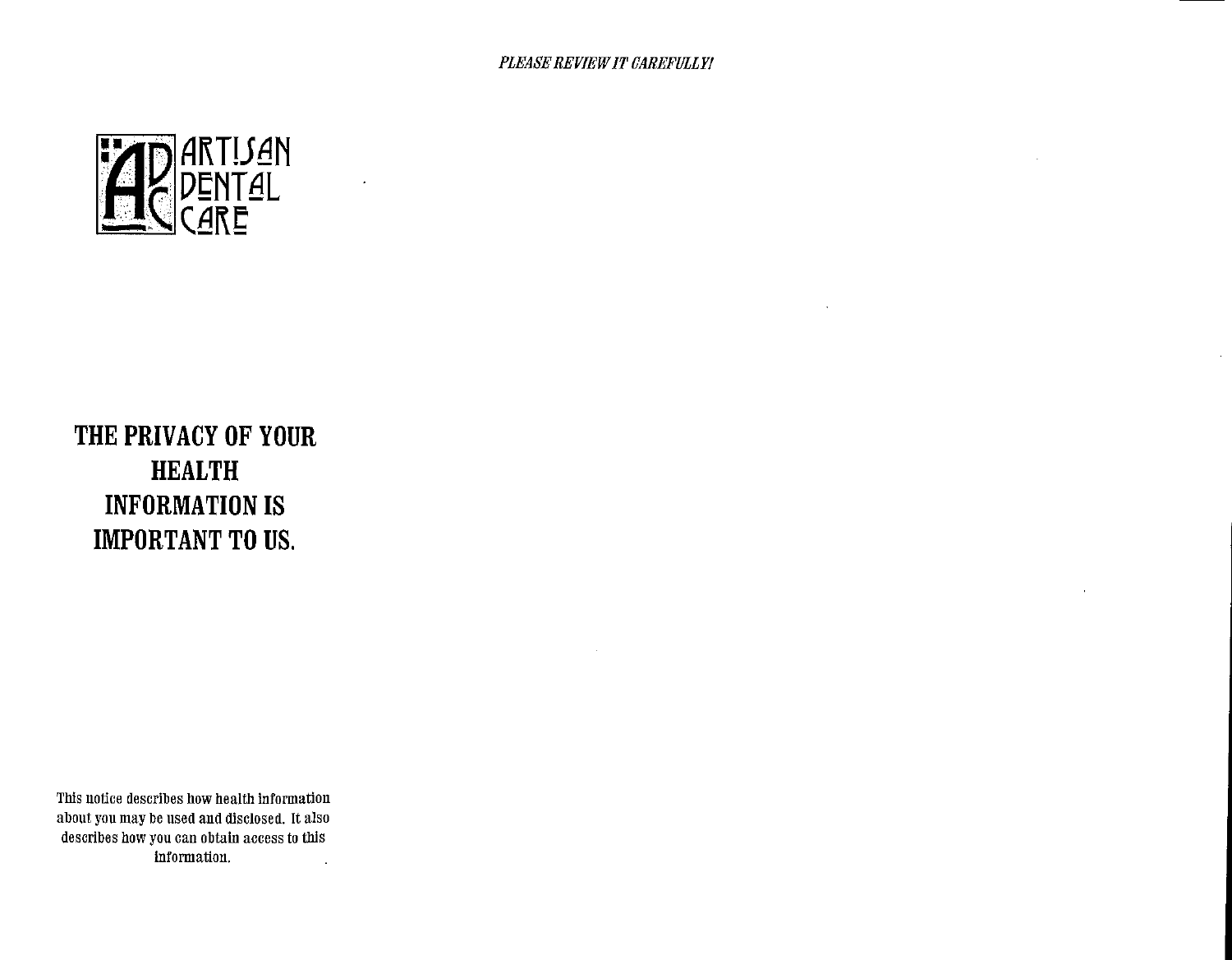*PLEASE REVIEW IT CAREFULLY!*

ARTISAN DENTAL CARE

# THE PRIVACY OF YOUR HEALTH INFORMATION IS IMPORTANT TO US.

This notice describes how health information about you may be used and disclosed. It also describes how you can obtain access to this information.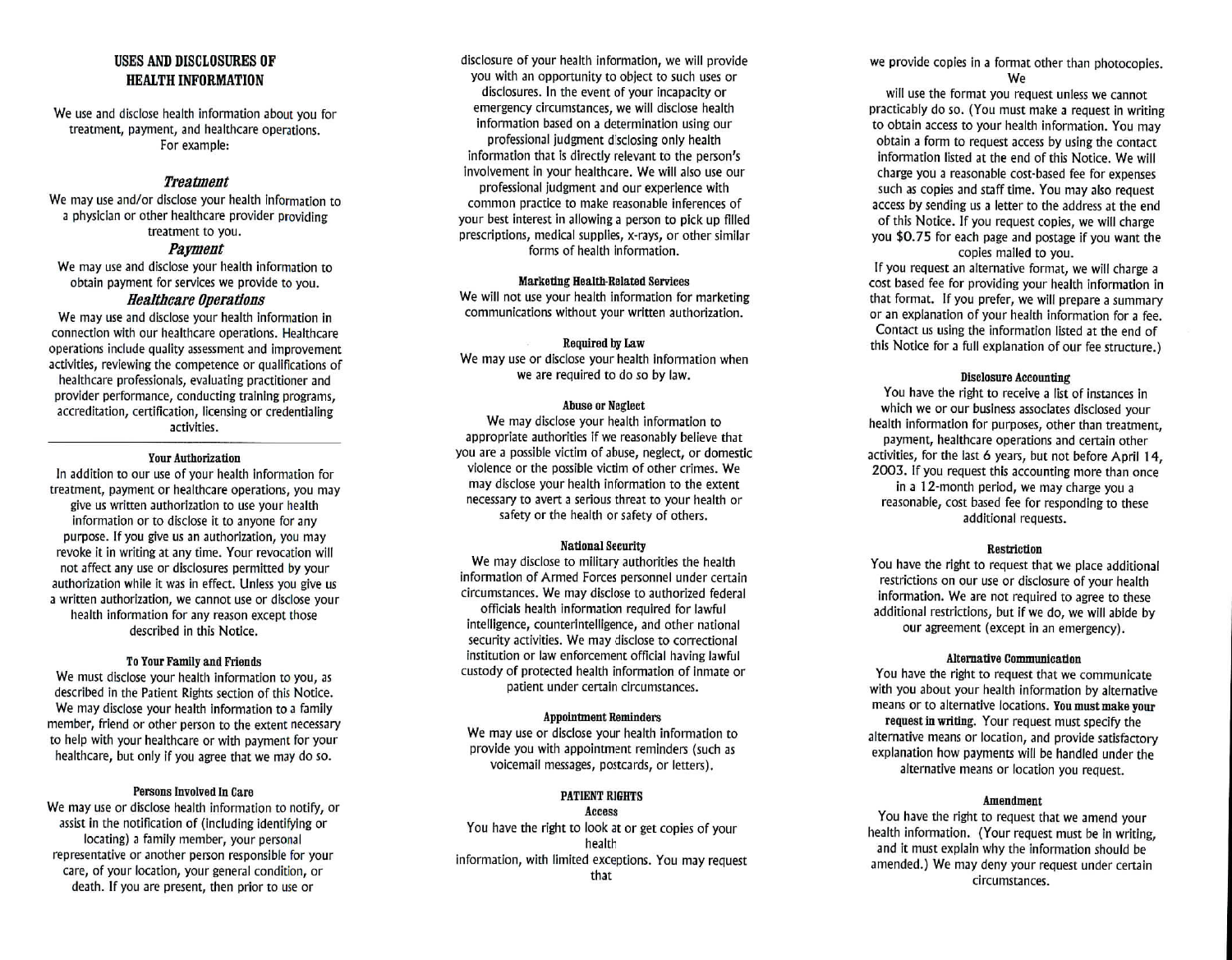## USES AND DISCLOSURES OF HEALTH INFORMATION

We use and disclose health information about you for treatment, payment, and healthcare operations. For example:

### *Treatment*

We may use and/or disclose your health information to a physician or other healthcare provider providing treatment to you.

### *Payment*

We may use and disclose your health information to obtain payment for services we provide to you.

### *Healthcare Operations*

We may use and disclose your health information in connection with our healthcare operations. Healthcare operations include quality assessment and improvement activities, reviewing the competence or qualifications of healthcare professionals, evaluating practitioner and provider performance, conducting training programs, accreditation, certification, licensing or credentialing activities.

---

#### Your Authorization

In addition to our use of your health information for treatment, payment or healthcare operations, you may give us written authorization to use your health information or to disclose it to anyone for any purpose. If you give us an authorization, you may revoke it in writing at any time. Your revocation will not affect any use or disclosures permitted by your authorization while it was in effect. Unless you give us a written authorization, we cannot use or disclose your health information for any reason except those described in this Notice.

#### To Your Family and Friends

We must disclose your health information to you, as described in the Patient Rights section of this Notice. We may disclose your health information to a family member, friend or other person to the extent necessary to help with your healthcare or with payment for your healthcare, but only if you agree that we may do so.

#### Persons Involved In Care

We may use or disclose health information to notify, or assist in the notification of (including identifying or locating) a family member, your personal representative or another person responsible for your care, of your location, your general condition, or death. If you are present, then prior to use or disclosure of your health information, we will provide you with an opportunity to object to such uses or disclosures. In the event of your incapacity or emergency circumstances, we will disclose health information based on a determination using our professional judgment disclosing only health information that is directly relevant to the person's involvement in your healthcare. We will also use our professional judgment and our experience with common practice to make reasonable inferences of your best interest in allowing a person to pick up filled prescriptions, medical supplies, x-rays, or other similar forms of health information.

#### Marketing Health-Related Services

We will not use your health information for marketing communications without your written authorization.

#### Required by Law

We may use or disclose your health information when we are required to do so by law.

#### Abuse or Neglect

We may disclose your health information to appropriate authorities if we reasonably believe that you are a possible victim of abuse, neglect, or domestic violence or the possible victim of other crimes. We may disclose your health information to the extent necessary to avert a serious threat to your health or safety or the health or safety of others.

#### National Security

We may disclose to military authorities the health information of Armed Forces personnel under certain circumstances. We may disclose to authorized federal officials health information required for lawful intelligence, counterintelligence, and other national security activities. We may disclose to correctional institution or law enforcement official having lawful custody of protected health information of inmate or patient under certain circumstances.

#### Appointment Reminders

We may use or disclose your health information to provide you with appointment reminders (such as voicemail messages, postcards, or letters).

## PATIENT RIGHTS

#### Access

You have the right to look at or get copies of your health information, with limited exceptions. You may request that we provide copies in a format other than photocopies. We will use the format you request unless we cannot practicably do so. (You must make a request in writing to obtain access to your health information. You may obtain a form to request access by using the contact information listed at the end of this Notice. We will charge you a reasonable cost-based fee for expenses such as copies and staff time. You may also request access by sending us a letter to the address at the end of this Notice. If you request copies, we will charge you $0.75 for each page and postage if you want the copies mailed to you.

If you request an alternative format, we will charge a cost based fee for providing your health information in that format. If you prefer, we will prepare a summary or an explanation of your health information for a fee. Contact us using the information listed at the end of this Notice for a full explanation of our fee structure.)

#### Disclosure Accounting

You have the right to receive a list of instances in which we or our business associates disclosed your health information for purposes, other than treatment, payment, healthcare operations and certain other activities, for the last 6 years, but not before April 14, 2003. If you request this accounting more than once in a 12-month period, we may charge you a reasonable, cost based fee for responding to these additional requests.

#### Restriction

You have the right to request that we place additional restrictions on our use or disclosure of your health information. We are not required to agree to these additional restrictions, but if we do, we will abide by our agreement (except in an emergency).

#### Alternative Communication

You have the right to request that we communicate with you about your health information by alternative means or to alternative locations. **You must make your request in writing.** Your request must specify the alternative means or location, and provide satisfactory explanation how payments will be handled under the alternative means or location you request.

#### Amendment

You have the right to request that we amend your health information. (Your request must be in writing, and it must explain why the information should be amended.) We may deny your request under certain circumstances.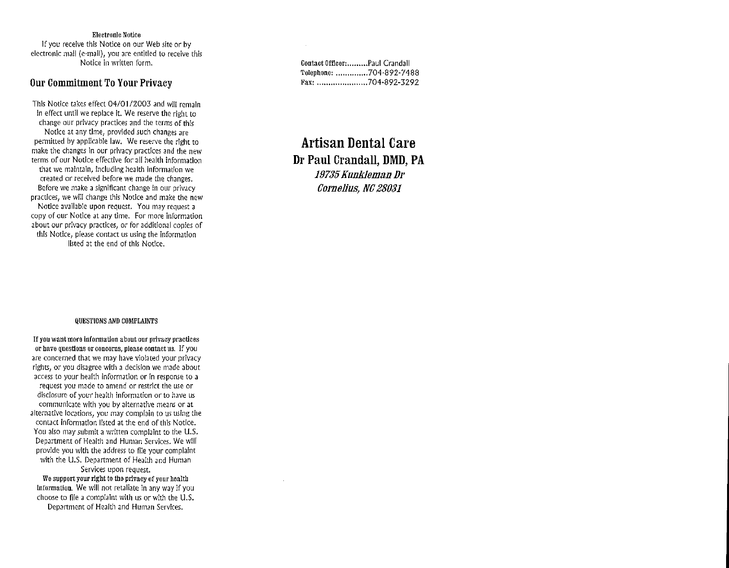**Electronic Notice**

If you receive this Notice on our Web site or by electronic mail (e-mail), you are entitled to receive this Notice in written form.

## Our Commitment To Your Privacy

This Notice takes effect 04/01/2003 and will remain in effect until we replace it. We reserve the right to change our privacy practices and the terms of this Notice at any time, provided such changes are permitted by applicable law. We reserve the right to make the changes in our privacy practices and the new terms of our Notice effective for all health information that we maintain, including health information we created or received before we made the changes. Before we make a significant change in our privacy practices, we will change this Notice and make the new Notice available upon request. You may request a copy of our Notice at any time. For more information about our privacy practices, or for additional copies of this Notice, please contact us using the information listed at the end of this Notice.

**QUESTIONS AND COMPLAINTS**

**If you want more information about our privacy practices or have questions or concerns, please contact us.** If you are concerned that we may have violated your privacy rights, or you disagree with a decision we made about access to your health information or in response to a request you made to amend or restrict the use or disclosure of your health information or to have us communicate with you by alternative means or at alternative locations, you may complain to us using the contact information listed at the end of this Notice. You also may submit a written complaint to the U.S. Department of Health and Human Services. We will provide you with the address to file your complaint with the U.S. Department of Health and Human Services upon request.

**We support your right to the privacy of your health information.** We will not retaliate in any way if you choose to file a complaint with us or with the U.S. Department of Health and Human Services.

**Contact Officer:**.........Paul Crandall
**Telephone:** .............704-892-7488
**Fax:** .....................704-892-3292

# Artisan Dental Care

## Dr Paul Crandall, DMD, PA

***19735 Kunkleman Dr***
***Cornelius, NC 28031***